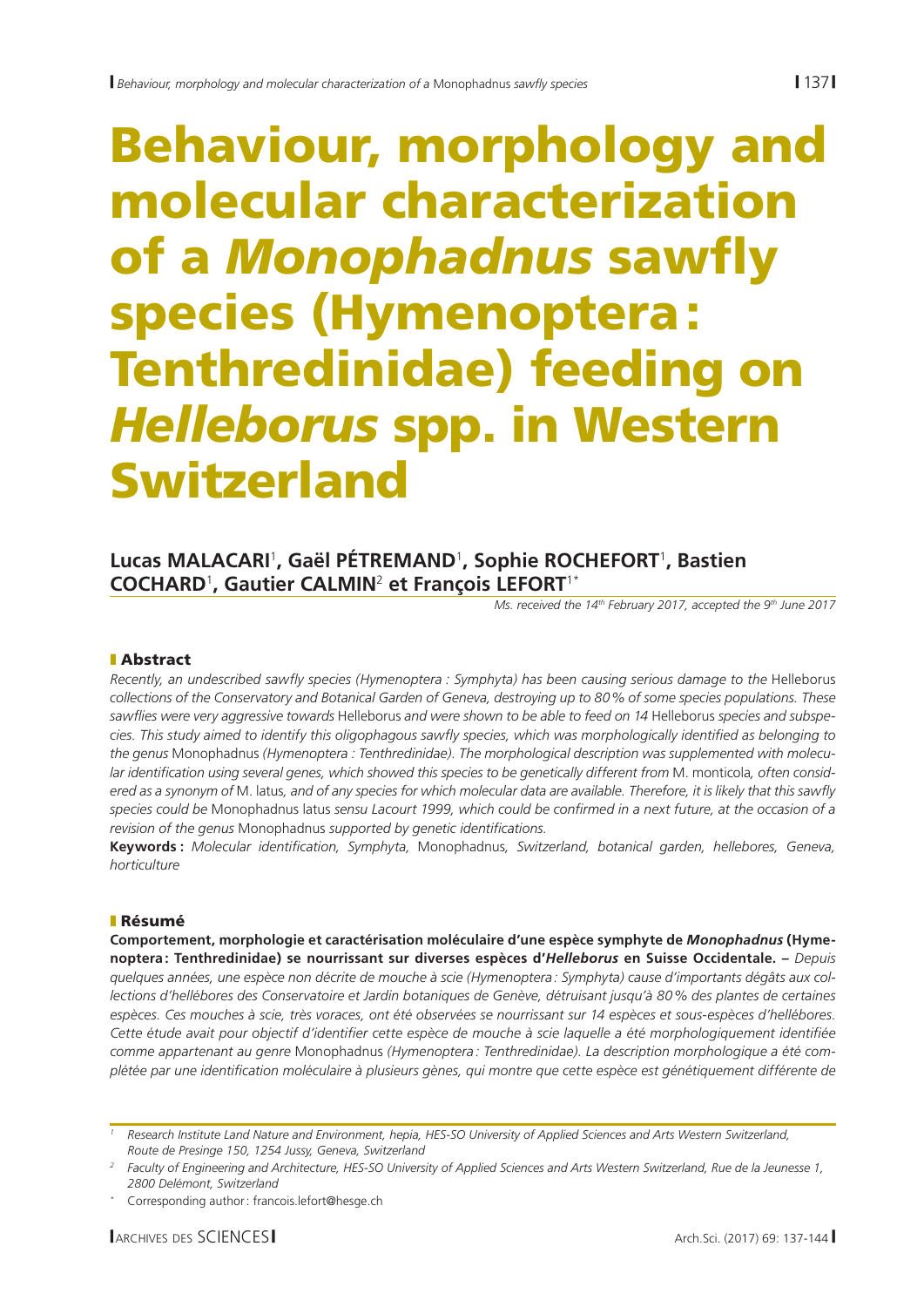# Behaviour, morphology and molecular characterization of a *Monophadnus* sawfly species (Hymenoptera: Tenthredinidae) feeding on *Helleborus* spp. in Western Switzerland

**Lucas MALACARI**[1], **Gaël PÉTREMAND**[1], **Sophie ROCHEFORT**[1], **Bastien COCHARD**[1], **Gautier CALMIN**[2] **et François LEFORT**[1*]

*Ms. received the 14th February 2017, accepted the 9th June 2017*

## Abstract

*Recently, an undescribed sawfly species (Hymenoptera : Symphyta) has been causing serious damage to the* Helleborus *collections of the Conservatory and Botanical Garden of Geneva, destroying up to 80% of some species populations. These sawflies were very aggressive towards* Helleborus *and were shown to be able to feed on 14* Helleborus *species and subspecies. This study aimed to identify this oligophagous sawfly species, which was morphologically identified as belonging to the genus* Monophadnus *(Hymenoptera : Tenthredinidae). The morphological description was supplemented with molecular identification using several genes, which showed this species to be genetically different from* M. monticola*, often considered as a synonym of* M. latus*, and of any species for which molecular data are available. Therefore, it is likely that this sawfly species could be* Monophadnus latus *sensu Lacourt 1999, which could be confirmed in a next future, at the occasion of a revision of the genus* Monophadnus *supported by genetic identifications.*

**Keywords:** *Molecular identification, Symphyta,* Monophadnus*, Switzerland, botanical garden, hellebores, Geneva, horticulture*

## Résumé

**Comportement, morphologie et caractérisation moléculaire d'une espèce symphyte de *Monophadnus* (Hymenoptera: Tenthredinidae) se nourrissant sur diverses espèces d'*Helleborus* en Suisse Occidentale. –** *Depuis quelques années, une espèce non décrite de mouche à scie (Hymenoptera : Symphyta) cause d'importants dégâts aux collections d'hellébores des Conservatoire et Jardin botaniques de Genève, détruisant jusqu'à 80% des plantes de certaines espèces. Ces mouches à scie, très voraces, ont été observées se nourrissant sur 14 espèces et sous-espèces d'hellébores. Cette étude avait pour objectif d'identifier cette espèce de mouche à scie laquelle a été morphologiquement identifiée comme appartenant au genre* Monophadnus *(Hymenoptera : Tenthredinidae). La description morphologique a été complétée par une identification moléculaire à plusieurs gènes, qui montre que cette espèce est génétiquement différente de*

---

[1] Research Institute Land Nature and Environment, hepia, HES-SO University of Applied Sciences and Arts Western Switzerland, Route de Presinge 150, 1254 Jussy, Geneva, Switzerland

[2] Faculty of Engineering and Architecture, HES-SO University of Applied Sciences and Arts Western Switzerland, Rue de la Jeunesse 1, 2800 Delémont, Switzerland

[*] Corresponding author: francois.lefort@hesge.ch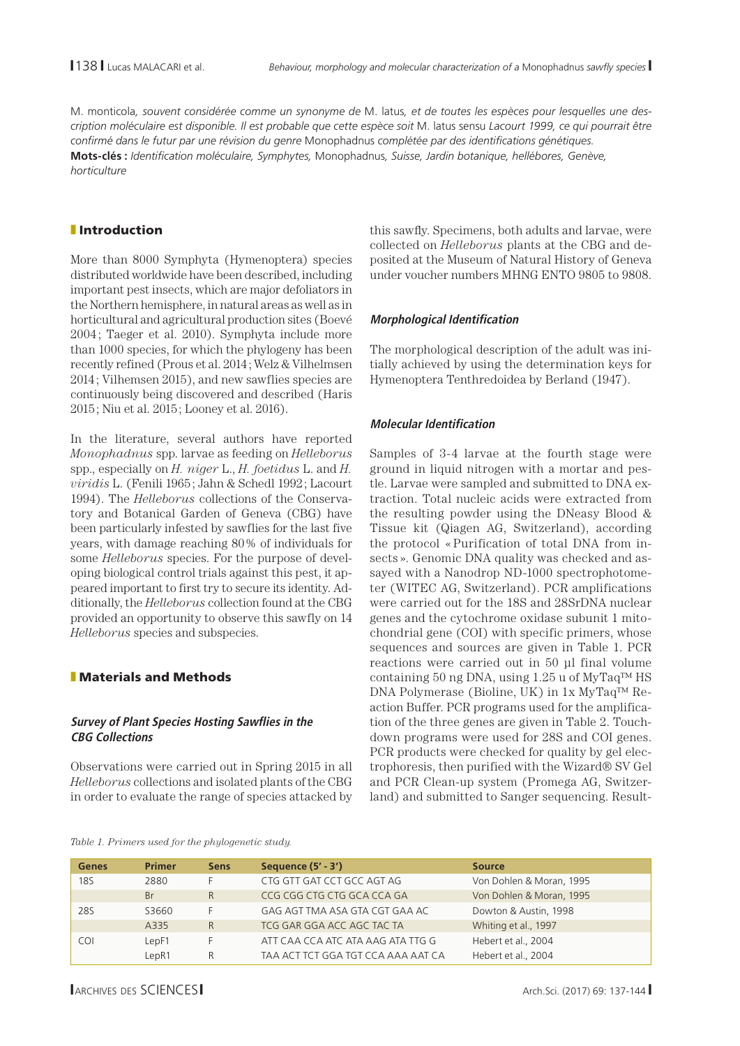*M.* monticola*, souvent considérée comme un synonyme de* M. latus*, et de toutes les espèces pour lesquelles une description moléculaire est disponible. Il est probable que cette espèce soit* M. latus sensu *Lacourt 1999, ce qui pourrait être confirmé dans le futur par une révision du genre* Monophadnus *complétée par des identifications génétiques.*

**Mots-clés :** *Identification moléculaire, Symphytes,* Monophadnus*, Suisse, Jardin botanique, hellébores, Genève, horticulture*

## Introduction

More than 8000 Symphyta (Hymenoptera) species distributed worldwide have been described, including important pest insects, which are major defoliators in the Northern hemisphere, in natural areas as well as in horticultural and agricultural production sites (Boevé 2004; Taeger et al. 2010). Symphyta include more than 1000 species, for which the phylogeny has been recently refined (Prous et al. 2014; Welz & Vilhelmsen 2014; Vilhemsen 2015), and new sawflies species are continuously being discovered and described (Haris 2015; Niu et al. 2015; Looney et al. 2016).

In the literature, several authors have reported *Monophadnus* spp. larvae as feeding on *Helleborus* spp., especially on *H. niger* L., *H. foetidus* L. and *H. viridis* L. (Fenili 1965; Jahn & Schedl 1992; Lacourt 1994). The *Helleborus* collections of the Conservatory and Botanical Garden of Geneva (CBG) have been particularly infested by sawflies for the last five years, with damage reaching 80% of individuals for some *Helleborus* species. For the purpose of developing biological control trials against this pest, it appeared important to first try to secure its identity. Additionally, the *Helleborus* collection found at the CBG provided an opportunity to observe this sawfly on 14 *Helleborus* species and subspecies.

## Materials and Methods

### Survey of Plant Species Hosting Sawflies in the CBG Collections

Observations were carried out in Spring 2015 in all *Helleborus* collections and isolated plants of the CBG in order to evaluate the range of species attacked by this sawfly. Specimens, both adults and larvae, were collected on *Helleborus* plants at the CBG and deposited at the Museum of Natural History of Geneva under voucher numbers MHNG ENTO 9805 to 9808.

### Morphological Identification

The morphological description of the adult was initially achieved by using the determination keys for Hymenoptera Tenthredoidea by Berland (1947).

### Molecular Identification

Samples of 3-4 larvae at the fourth stage were ground in liquid nitrogen with a mortar and pestle. Larvae were sampled and submitted to DNA extraction. Total nucleic acids were extracted from the resulting powder using the DNeasy Blood & Tissue kit (Qiagen AG, Switzerland), according the protocol «Purification of total DNA from insects». Genomic DNA quality was checked and assayed with a Nanodrop ND-1000 spectrophotometer (WITEC AG, Switzerland). PCR amplifications were carried out for the 18S and 28SrDNA nuclear genes and the cytochrome oxidase subunit 1 mitochondrial gene (COI) with specific primers, whose sequences and sources are given in Table 1. PCR reactions were carried out in 50 µl final volume containing 50 ng DNA, using 1.25 u of MyTaq™ HS DNA Polymerase (Bioline, UK) in 1x MyTaq™ Reaction Buffer. PCR programs used for the amplification of the three genes are given in Table 2. Touchdown programs were used for 28S and COI genes. PCR products were checked for quality by gel electrophoresis, then purified with the Wizard® SV Gel and PCR Clean-up system (Promega AG, Switzerland) and submitted to Sanger sequencing. Result-

*Table 1. Primers used for the phylogenetic study.*

| Genes | Primer | Sens | Sequence (5' - 3') | Source |
|---|---|---|---|---|
| 18S | 2880 | F | CTG GTT GAT CCT GCC AGT AG | Von Dohlen & Moran, 1995 |
| | Br | R | CCG CGG CTG CTG GCA CCA GA | Von Dohlen & Moran, 1995 |
| 28S | S3660 | F | GAG AGT TMA ASA GTA CGT GAA AC | Dowton & Austin, 1998 |
| | A335 | R | TCG GAR GGA ACC AGC TAC TA | Whiting et al., 1997 |
| COI | LepF1 | F | ATT CAA CCA ATC ATA AAG ATA TTG G | Hebert et al., 2004 |
| | LepR1 | R | TAA ACT TCT GGA TGT CCA AAA AAT CA | Hebert et al., 2004 |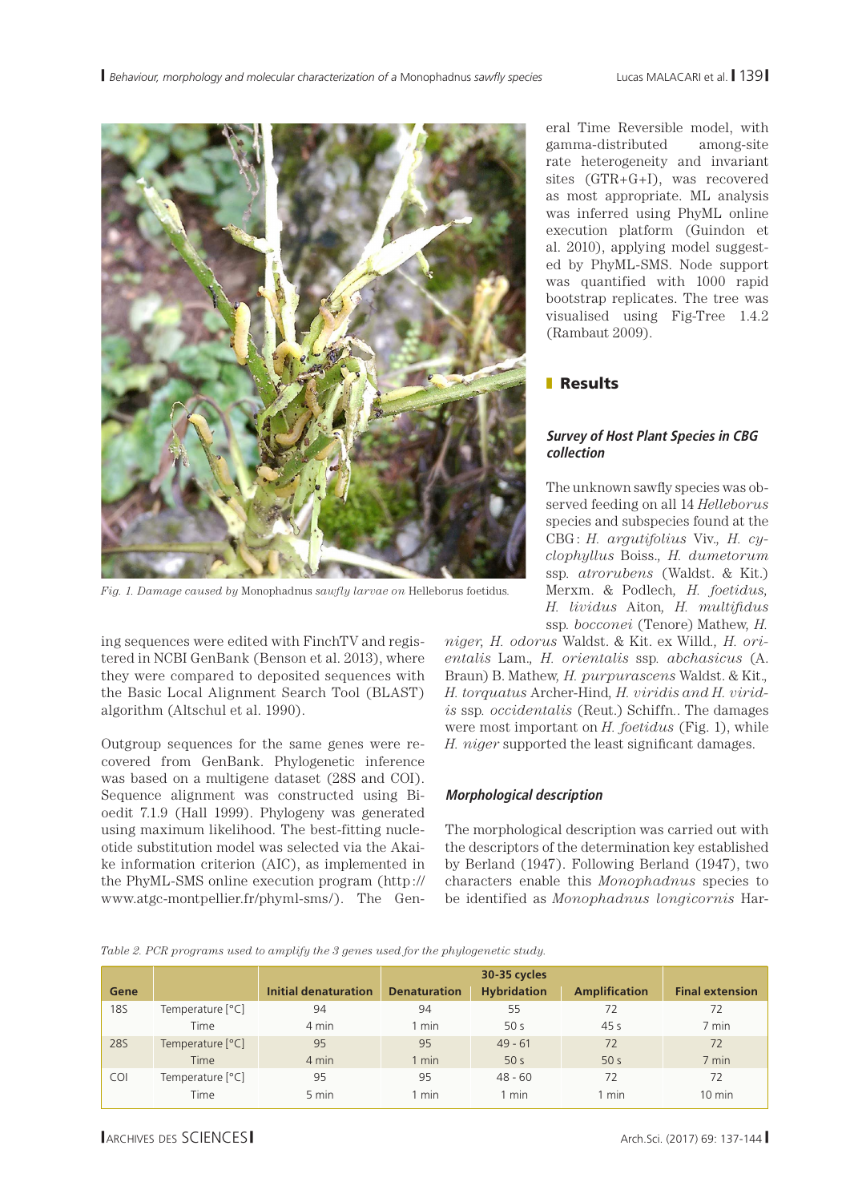Fig. 1. *Damage caused by* Monophadnus *sawfly larvae on* Helleborus foetidus.

ing sequences were edited with FinchTV and registered in NCBI GenBank (Benson et al. 2013), where they were compared to deposited sequences with the Basic Local Alignment Search Tool (BLAST) algorithm (Altschul et al. 1990).

Outgroup sequences for the same genes were recovered from GenBank. Phylogenetic inference was based on a multigene dataset (28S and COI). Sequence alignment was constructed using Bioedit 7.1.9 (Hall 1999). Phylogeny was generated using maximum likelihood. The best-fitting nucleotide substitution model was selected via the Akaike information criterion (AIC), as implemented in the PhyML-SMS online execution program (http://www.atgc-montpellier.fr/phyml-sms/). The General Time Reversible model, with gamma-distributed among-site rate heterogeneity and invariant sites (GTR+G+I), was recovered as most appropriate. ML analysis was inferred using PhyML online execution platform (Guindon et al. 2010), applying model suggested by PhyML-SMS. Node support was quantified with 1000 rapid bootstrap replicates. The tree was visualised using Fig-Tree 1.4.2 (Rambaut 2009).

## Results

### *Survey of Host Plant Species in CBG collection*

The unknown sawfly species was observed feeding on all 14 *Helleborus* species and subspecies found at the CBG: *H. argutifolius* Viv., *H. cyclophyllus* Boiss., *H. dumetorum* ssp. *atrorubens* (Waldst. & Kit.) Merxm. & Podlech, *H. foetidus*, *H. lividus* Aiton, *H. multifidus* ssp. *bocconei* (Tenore) Mathew, *H. niger*, *H. odorus* Waldst. & Kit. ex Willd., *H. orientalis* Lam., *H. orientalis* ssp. *abchasicus* (A. Braun) B. Mathew, *H. purpurascens* Waldst. & Kit., *H. torquatus* Archer-Hind, *H. viridis and H. viridis* ssp. *occidentalis* (Reut.) Schiffn.. The damages were most important on *H. foetidus* (Fig. 1), while *H. niger* supported the least significant damages.

### *Morphological description*

The morphological description was carried out with the descriptors of the determination key established by Berland (1947). Following Berland (1947), two characters enable this *Monophadnus* species to be identified as *Monophadnus longicornis* Har-

*Table 2. PCR programs used to amplify the 3 genes used for the phylogenetic study.*

| Gene | | Initial denaturation | 30-35 cycles | | | Final extension |
|---|---|---|---|---|---|---|
| | | | Denaturation | Hybridation | Amplification | |
| 18S | Temperature [°C] | 94 | 94 | 55 | 72 | 72 |
| | Time | 4 min | 1 min | 50 s | 45 s | 7 min |
| 28S | Temperature [°C] | 95 | 95 | 49 - 61 | 72 | 72 |
| | Time | 4 min | 1 min | 50 s | 50 s | 7 min |
| COI | Temperature [°C] | 95 | 95 | 48 - 60 | 72 | 72 |
| | Time | 5 min | 1 min | 1 min | 1 min | 10 min |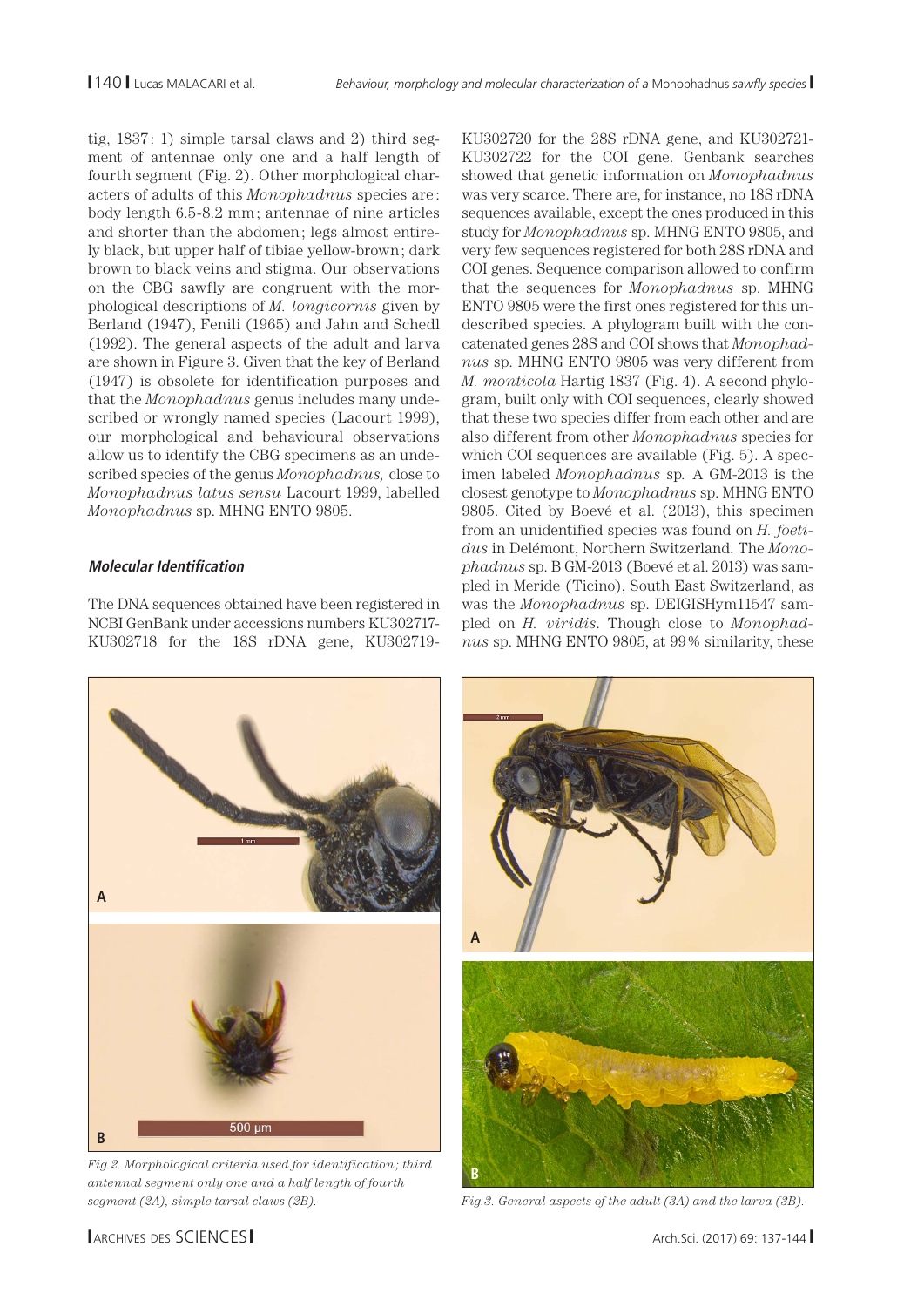tig, 1837: 1) simple tarsal claws and 2) third segment of antennae only one and a half length of fourth segment (Fig. 2). Other morphological characters of adults of this *Monophadnus* species are: body length 6.5-8.2 mm; antennae of nine articles and shorter than the abdomen; legs almost entirely black, but upper half of tibiae yellow-brown; dark brown to black veins and stigma. Our observations on the CBG sawfly are congruent with the morphological descriptions of *M. longicornis* given by Berland (1947), Fenili (1965) and Jahn and Schedl (1992). The general aspects of the adult and larva are shown in Figure 3. Given that the key of Berland (1947) is obsolete for identification purposes and that the *Monophadnus* genus includes many undescribed or wrongly named species (Lacourt 1999), our morphological and behavioural observations allow us to identify the CBG specimens as an undescribed species of the genus *Monophadnus,* close to *Monophadnus latus sensu* Lacourt 1999, labelled *Monophadnus* sp. MHNG ENTO 9805.

### Molecular Identification

The DNA sequences obtained have been registered in NCBI GenBank under accessions numbers KU302717-KU302718 for the 18S rDNA gene, KU302719-KU302720 for the 28S rDNA gene, and KU302721-KU302722 for the COI gene. Genbank searches showed that genetic information on *Monophadnus* was very scarce. There are, for instance, no 18S rDNA sequences available, except the ones produced in this study for *Monophadnus* sp. MHNG ENTO 9805, and very few sequences registered for both 28S rDNA and COI genes. Sequence comparison allowed to confirm that the sequences for *Monophadnus* sp. MHNG ENTO 9805 were the first ones registered for this undescribed species. A phylogram built with the concatenated genes 28S and COI shows that *Monophadnus* sp. MHNG ENTO 9805 was very different from *M. monticola* Hartig 1837 (Fig. 4). A second phylogram, built only with COI sequences, clearly showed that these two species differ from each other and are also different from other *Monophadnus* species for which COI sequences are available (Fig. 5). A specimen labeled *Monophadnus* sp. A GM-2013 is the closest genotype to *Monophadnus* sp. MHNG ENTO 9805. Cited by Boevé et al. (2013), this specimen from an unidentified species was found on *H. foetidus* in Delémont, Northern Switzerland. The *Monophadnus* sp. B GM-2013 (Boevé et al. 2013) was sampled in Meride (Ticino), South East Switzerland, as was the *Monophadnus* sp. DEIGISHym11547 sampled on *H. viridis*. Though close to *Monophadnus* sp. MHNG ENTO 9805, at 99% similarity, these

*Fig.2. Morphological criteria used for identification; third antennal segment only one and a half length of fourth segment (2A), simple tarsal claws (2B).*

*Fig.3. General aspects of the adult (3A) and the larva (3B).*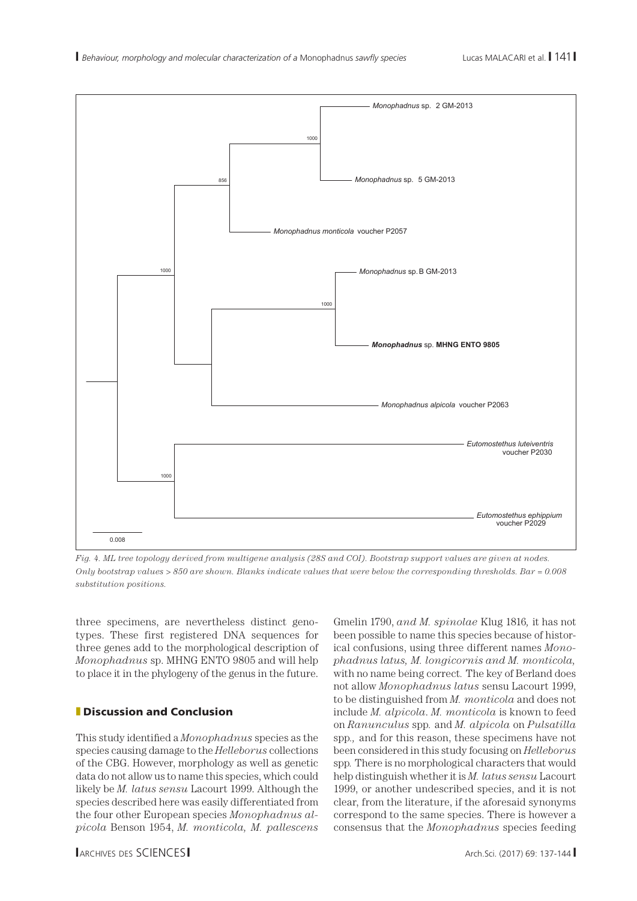Fig. 4. *ML tree topology derived from multigene analysis (28S and COI). Bootstrap support values are given at nodes. Only bootstrap values > 850 are shown. Blanks indicate values that were below the corresponding thresholds. Bar = 0.008 substitution positions.*

three specimens, are nevertheless distinct genotypes. These first registered DNA sequences for three genes add to the morphological description of *Monophadnus* sp. MHNG ENTO 9805 and will help to place it in the phylogeny of the genus in the future.

## Discussion and Conclusion

This study identified a *Monophadnus* species as the species causing damage to the *Helleborus* collections of the CBG. However, morphology as well as genetic data do not allow us to name this species, which could likely be *M. latus sensu* Lacourt 1999. Although the species described here was easily differentiated from the four other European species *Monophadnus alpicola* Benson 1954, *M. monticola, M. pallescens* Gmelin 1790, *and M. spinolae* Klug 1816, it has not been possible to name this species because of historical confusions, using three different names *Monophadnus latus, M. longicornis and M. monticola,* with no name being correct. The key of Berland does not allow *Monophadnus latus* sensu Lacourt 1999, to be distinguished from *M. monticola* and does not include *M. alpicola*. *M. monticola* is known to feed on *Ranunculus* spp. and *M. alpicola* on *Pulsatilla* spp., and for this reason, these specimens have not been considered in this study focusing on *Helleborus* spp. There is no morphological characters that would help distinguish whether it is *M. latus sensu* Lacourt 1999, or another undescribed species, and it is not clear, from the literature, if the aforesaid synonyms correspond to the same species. There is however a consensus that the *Monophadnus* species feeding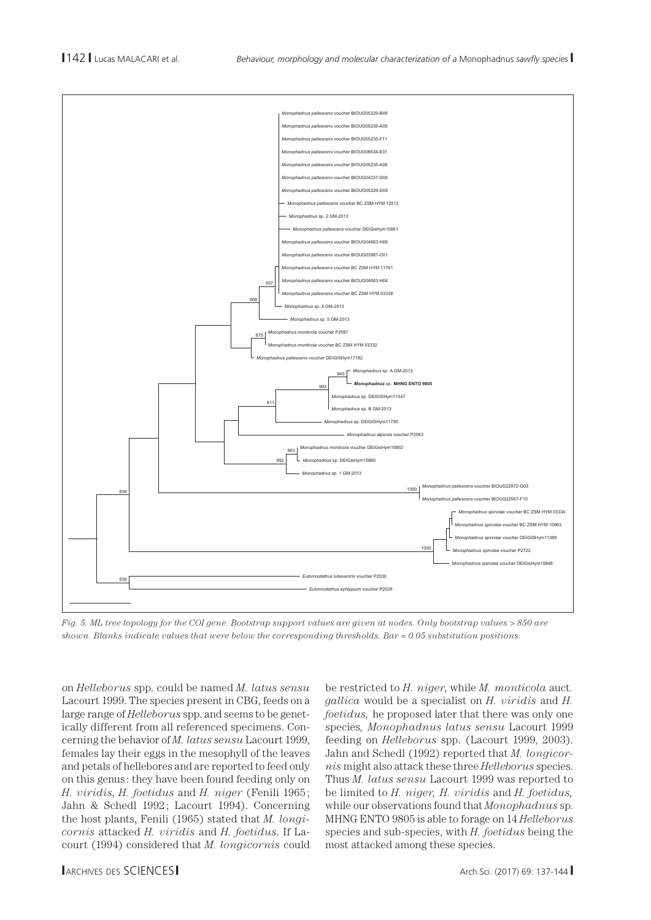*Fig. 5. ML tree topology for the COI gene. Bootstrap support values are given at nodes. Only bootstrap values > 850 are shown. Blanks indicate values that were below the corresponding thresholds. Bar = 0.05 substitution positions.*

on *Helleborus* spp. could be named *M. latus sensu* Lacourt 1999. The species present in CBG, feeds on a large range of *Helleborus* spp. and seems to be genetically different from all referenced specimens. Concerning the behavior of *M. latus sensu* Lacourt 1999, females lay their eggs in the mesophyll of the leaves and petals of hellebores and are reported to feed only on this genus: they have been found feeding only on *H. viridis*, *H. foetidus* and *H. niger* (Fenili 1965; Jahn & Schedl 1992; Lacourt 1994). Concerning the host plants, Fenili (1965) stated that *M. longicornis* attacked *H. viridis* and *H. foetidus*. If Lacourt (1994) considered that *M. longicornis* could be restricted to *H. niger*, while *M. monticola* auct. *gallica* would be a specialist on *H. viridis* and *H. foetidus,* he proposed later that there was only one species, *Monophadnus latus sensu* Lacourt 1999 feeding on *Helleborus* spp. (Lacourt 1999, 2003). Jahn and Schedl (1992) reported that *M. longicornis* might also attack these three *Helleborus* species. Thus *M. latus sensu* Lacourt 1999 was reported to be limited to *H. niger, H. viridis* and *H. foetidus,* while our observations found that *Monophadnus* sp. MHNG ENTO 9805 is able to forage on 14 *Helleborus* species and sub-species, with *H. foetidus* being the most attacked among these species.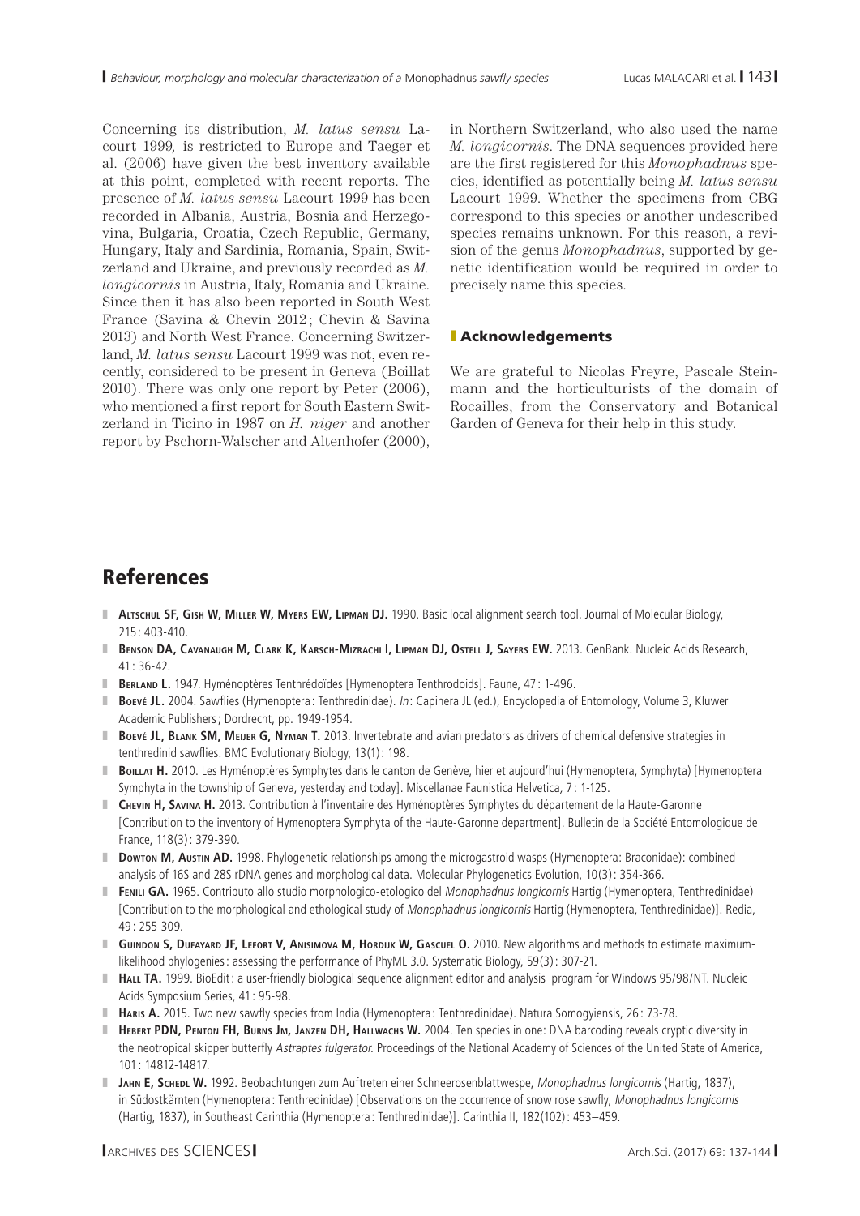Concerning its distribution, *M. latus sensu* Lacourt 1999, is restricted to Europe and Taeger et al. (2006) have given the best inventory available at this point, completed with recent reports. The presence of *M. latus sensu* Lacourt 1999 has been recorded in Albania, Austria, Bosnia and Herzegovina, Bulgaria, Croatia, Czech Republic, Germany, Hungary, Italy and Sardinia, Romania, Spain, Switzerland and Ukraine, and previously recorded as *M. longicornis* in Austria, Italy, Romania and Ukraine. Since then it has also been reported in South West France (Savina & Chevin 2012; Chevin & Savina 2013) and North West France. Concerning Switzerland, *M. latus sensu* Lacourt 1999 was not, even recently, considered to be present in Geneva (Boillat 2010). There was only one report by Peter (2006), who mentioned a first report for South Eastern Switzerland in Ticino in 1987 on *H. niger* and another report by Pschorn-Walscher and Altenhofer (2000), in Northern Switzerland, who also used the name *M. longicornis*. The DNA sequences provided here are the first registered for this *Monophadnus* species, identified as potentially being *M. latus sensu* Lacourt 1999. Whether the specimens from CBG correspond to this species or another undescribed species remains unknown. For this reason, a revision of the genus *Monophadnus*, supported by genetic identification would be required in order to precisely name this species.

## Acknowledgements

We are grateful to Nicolas Freyre, Pascale Steinmann and the horticulturists of the domain of Rocailles, from the Conservatory and Botanical Garden of Geneva for their help in this study.

# References

- **Altschul SF, Gish W, Miller W, Myers EW, Lipman DJ.** 1990. Basic local alignment search tool. Journal of Molecular Biology, 215: 403-410.
- **Benson DA, Cavanaugh M, Clark K, Karsch-Mizrachi I, Lipman DJ, Ostell J, Sayers EW.** 2013. GenBank. Nucleic Acids Research, 41: 36-42.
- **Berland L.** 1947. Hyménoptères Tenthrédoïdes [Hymenoptera Tenthrodoids]. Faune, 47: 1-496.
- **Boevé JL.** 2004. Sawflies (Hymenoptera: Tenthredinidae). *In*: Capinera JL (ed.), Encyclopedia of Entomology, Volume 3, Kluwer Academic Publishers; Dordrecht, pp. 1949-1954.
- **Boevé JL, Blank SM, Meijer G, Nyman T.** 2013. Invertebrate and avian predators as drivers of chemical defensive strategies in tenthredinid sawflies. BMC Evolutionary Biology, 13(1): 198.
- **Boillat H.** 2010. Les Hyménoptères Symphytes dans le canton de Genève, hier et aujourd'hui (Hymenoptera, Symphyta) [Hymenoptera Symphyta in the township of Geneva, yesterday and today]. Miscellanae Faunistica Helvetica, 7: 1-125.
- **Chevin H, Savina H.** 2013. Contribution à l'inventaire des Hyménoptères Symphytes du département de la Haute-Garonne [Contribution to the inventory of Hymenoptera Symphyta of the Haute-Garonne department]. Bulletin de la Société Entomologique de France, 118(3): 379-390.
- **Dowton M, Austin AD.** 1998. Phylogenetic relationships among the microgastroid wasps (Hymenoptera: Braconidae): combined analysis of 16S and 28S rDNA genes and morphological data. Molecular Phylogenetics Evolution, 10(3): 354-366.
- **Fenili GA.** 1965. Contributo allo studio morphologico-etologico del *Monophadnus longicornis* Hartig (Hymenoptera, Tenthredinidae) [Contribution to the morphological and ethological study of *Monophadnus longicornis* Hartig (Hymenoptera, Tenthredinidae)]. Redia, 49: 255-309.
- **Guindon S, Dufayard JF, Lefort V, Anisimova M, Hordijk W, Gascuel O.** 2010. New algorithms and methods to estimate maximum-likelihood phylogenies: assessing the performance of PhyML 3.0. Systematic Biology, 59(3): 307-21.
- **Hall TA.** 1999. BioEdit: a user-friendly biological sequence alignment editor and analysis program for Windows 95/98/NT. Nucleic Acids Symposium Series, 41: 95-98.
- **Haris A.** 2015. Two new sawfly species from India (Hymenoptera: Tenthredinidae). Natura Somogyiensis, 26: 73-78.
- **Hebert PDN, Penton FH, Burns Jm, Janzen DH, Hallwachs W.** 2004. Ten species in one: DNA barcoding reveals cryptic diversity in the neotropical skipper butterfly *Astraptes fulgerator*. Proceedings of the National Academy of Sciences of the United State of America, 101: 14812-14817.
- **Jahn E, Schedl W.** 1992. Beobachtungen zum Auftreten einer Schneerosenblattwespe, *Monophadnus longicornis* (Hartig, 1837), in Südostkärnten (Hymenoptera: Tenthredinidae) [Observations on the occurrence of snow rose sawfly, *Monophadnus longicornis* (Hartig, 1837), in Southeast Carinthia (Hymenoptera: Tenthredinidae)]. Carinthia II, 182(102): 453–459.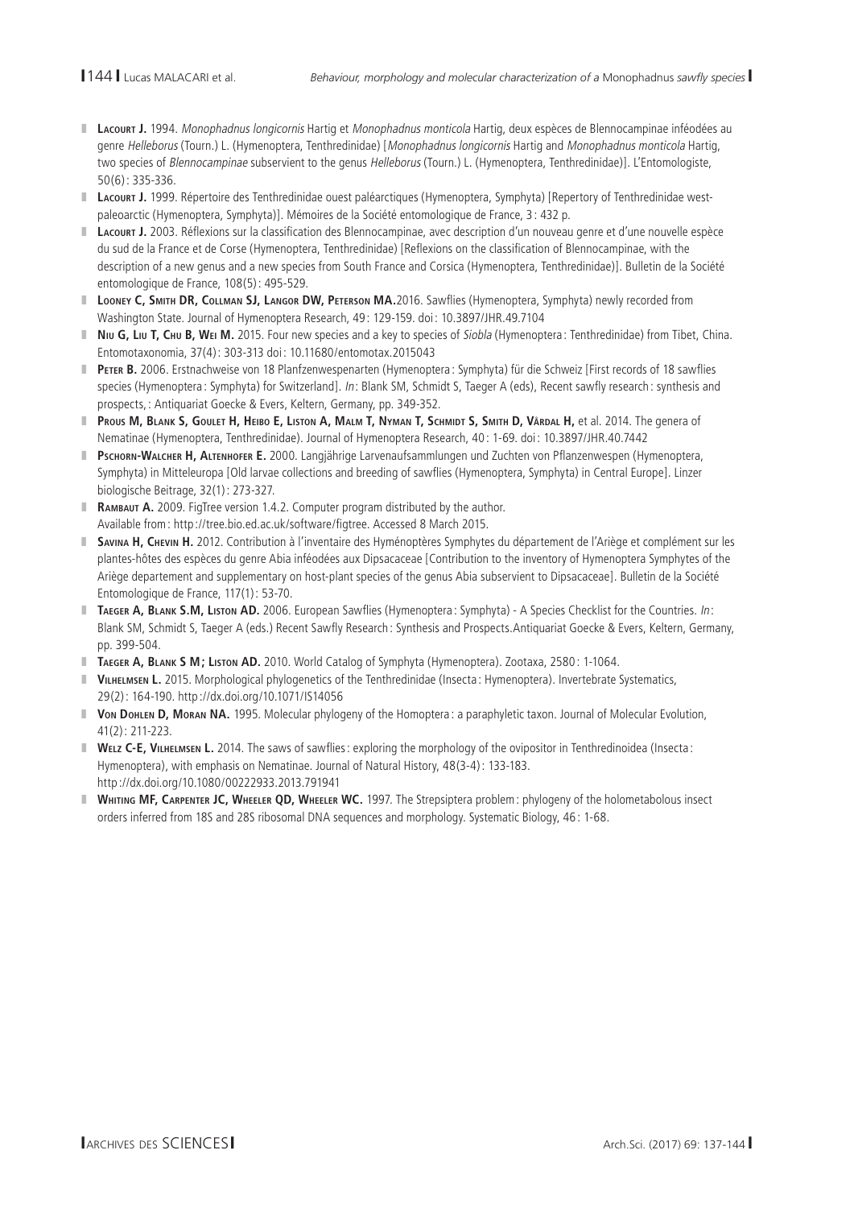- **Lacourt J.** 1994. *Monophadnus longicornis* Hartig et *Monophadnus monticola* Hartig, deux espèces de Blennocampinae inféodées au genre *Helleborus* (Tourn.) L. (Hymenoptera, Tenthredinidae) [*Monophadnus longicornis* Hartig and *Monophadnus monticola* Hartig, two species of *Blennocampinae* subservient to the genus *Helleborus* (Tourn.) L. (Hymenoptera, Tenthredinidae)]. L'Entomologiste, 50(6) : 335-336.
- **Lacourt J.** 1999. Répertoire des Tenthredinidae ouest paléarctiques (Hymenoptera, Symphyta) [Repertory of Tenthredinidae west-paleoarctic (Hymenoptera, Symphyta)]. Mémoires de la Société entomologique de France, 3 : 432 p.
- **Lacourt J.** 2003. Réflexions sur la classification des Blennocampinae, avec description d'un nouveau genre et d'une nouvelle espèce du sud de la France et de Corse (Hymenoptera, Tenthredinidae) [Reflexions on the classification of Blennocampinae, with the description of a new genus and a new species from South France and Corsica (Hymenoptera, Tenthredinidae)]. Bulletin de la Société entomologique de France, 108(5) : 495-529.
- **Looney C, Smith DR, Collman SJ, Langor DW, Peterson MA.**2016. Sawflies (Hymenoptera, Symphyta) newly recorded from Washington State. Journal of Hymenoptera Research, 49 : 129-159. doi : 10.3897/JHR.49.7104
- **Niu G, Liu T, Chu B, Wei M.** 2015. Four new species and a key to species of *Siobla* (Hymenoptera : Tenthredinidae) from Tibet, China. Entomotaxonomia, 37(4) : 303-313 doi : 10.11680/entomotax.2015043
- **Peter B.** 2006. Erstnachweise von 18 Planfzenwespenarten (Hymenoptera : Symphyta) für die Schweiz [First records of 18 sawflies species (Hymenoptera : Symphyta) for Switzerland]. *In*: Blank SM, Schmidt S, Taeger A (eds), Recent sawfly research : synthesis and prospects, : Antiquariat Goecke & Evers, Keltern, Germany, pp. 349-352.
- **Prous M, Blank S, Goulet H, Heibo E, Liston A, Malm T, Nyman T, Schmidt S, Smith D, Vårdal H,** et al. 2014. The genera of Nematinae (Hymenoptera, Tenthredinidae). Journal of Hymenoptera Research, 40 : 1-69. doi : 10.3897/JHR.40.7442
- **Pschorn-Walcher H, Altenhofer E.** 2000. Langjährige Larvenaufsammlungen und Zuchten von Pflanzenwespen (Hymenoptera, Symphyta) in Mitteleuropa [Old larvae collections and breeding of sawflies (Hymenoptera, Symphyta) in Central Europe]. Linzer biologische Beitrage, 32(1) : 273-327.
- **Rambaut A.** 2009. FigTree version 1.4.2. Computer program distributed by the author. Available from : http ://tree.bio.ed.ac.uk/software/figtree. Accessed 8 March 2015.
- **Savina H, Chevin H.** 2012. Contribution à l'inventaire des Hyménoptères Symphytes du département de l'Ariège et complément sur les plantes-hôtes des espèces du genre Abia inféodées aux Dipsacaceae [Contribution to the inventory of Hymenoptera Symphytes of the Ariège departement and supplementary on host-plant species of the genus Abia subservient to Dipsacaceae]. Bulletin de la Société Entomologique de France, 117(1) : 53-70.
- **Taeger A, Blank S.M, Liston AD.** 2006. European Sawflies (Hymenoptera : Symphyta) - A Species Checklist for the Countries. *In* : Blank SM, Schmidt S, Taeger A (eds.) Recent Sawfly Research : Synthesis and Prospects.Antiquariat Goecke & Evers, Keltern, Germany, pp. 399-504.
- **Taeger A, Blank S M ; Liston AD.** 2010. World Catalog of Symphyta (Hymenoptera). Zootaxa, 2580 : 1-1064.
- **Vilhelmsen L.** 2015. Morphological phylogenetics of the Tenthredinidae (Insecta : Hymenoptera). Invertebrate Systematics, 29(2) : 164-190. http ://dx.doi.org/10.1071/IS14056
- **Von Dohlen D, Moran NA.** 1995. Molecular phylogeny of the Homoptera : a paraphyletic taxon. Journal of Molecular Evolution, 41(2) : 211-223.
- **Welz C-E, Vilhelmsen L.** 2014. The saws of sawflies : exploring the morphology of the ovipositor in Tenthredinoidea (Insecta : Hymenoptera), with emphasis on Nematinae. Journal of Natural History, 48(3-4) : 133-183. http ://dx.doi.org/10.1080/00222933.2013.791941
- **Whiting MF, Carpenter JC, Wheeler QD, Wheeler WC.** 1997. The Strepsiptera problem : phylogeny of the holometabolous insect orders inferred from 18S and 28S ribosomal DNA sequences and morphology. Systematic Biology, 46 : 1-68.